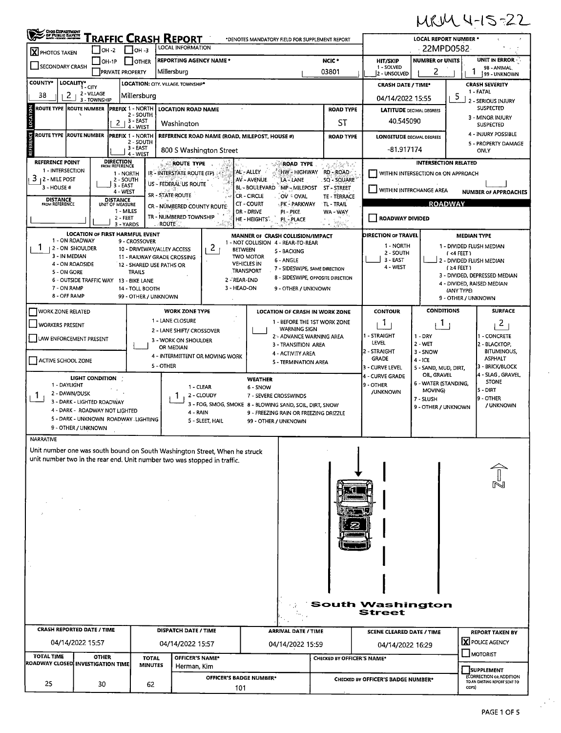MRM 4-15-22

# TRAFFIC CRASH REPORT

*DENOTES MANDATORY FIELD FOR SUPPLEMENT REPORT

| Field | Value |
|---|---|
| PHOTOS TAKEN | X |
| LOCAL INFORMATION | |
| REPORTING AGENCY NAME* | Millersburg |
| NCIC* | 03801 |
| LOCAL REPORT NUMBER* | 22MPD0582 |
| HIT/SKIP (1 - SOLVED, 2 - UNSOLVED) | |
| NUMBER OF UNITS | 2 |
| UNIT IN ERROR (98 - ANIMAL, 99 - UNKNOWN) | 1 |
| COUNTY* | 38 |
| LOCALITY* (1 - CITY, 2 - VILLAGE, 3 - TOWNSHIP) | 2 |
| LOCATION: CITY, VILLAGE, TOWNSHIP* | Millersburg |
| CRASH DATE / TIME* | 04/14/2022 15:55 |
| CRASH SEVERITY (1 - FATAL, 2 - SERIOUS INJURY SUSPECTED, 3 - MINOR INJURY SUSPECTED, 4 - INJURY POSSIBLE, 5 - PROPERTY DAMAGE ONLY) | 5 |

## LOCATION

| Field | Value |
|---|---|
| ROUTE TYPE | |
| ROUTE NUMBER | |
| PREFIX (1 - NORTH, 2 - SOUTH, 3 - EAST, 4 - WEST) | 2 |
| LOCATION ROAD NAME | Washington |
| ROAD TYPE | ST |
| LATITUDE DECIMAL DEGREES | 40.545090 |

## REFERENCE

| Field | Value |
|---|---|
| ROUTE TYPE | |
| ROUTE NUMBER | |
| PREFIX | |
| REFERENCE ROAD NAME (ROAD, MILEPOST, HOUSE #) | 800 S Washington Street |
| ROAD TYPE | |
| LONGITUDE DECIMAL DEGREES | -81.917174 |
| REFERENCE POINT (1 - INTERSECTION, 2 - MILE POST, 3 - HOUSE #) | 3 |
| DIRECTION FROM REFERENCE | |
| DISTANCE FROM REFERENCE | |
| DISTANCE UNIT OF MEASURE (1 - MILES, 2 - FEET, 3 - YARDS) | |

ROUTE TYPE: IR - INTERSTATE ROUTE (TP), US - FEDERAL US ROUTE, SR - STATE ROUTE, CR - NUMBERED COUNTY ROUTE, TR - NUMBERED TOWNSHIP ROUTE

ROAD TYPE: AL - ALLEY, AV - AVENUE, BL - BOULEVARD, CR - CIRCLE, CT - COURT, DR - DRIVE, HE - HEIGHTS, HW - HIGHWAY, LA - LANE, MP - MILEPOST, OV - OVAL, PK - PARKWAY, PI - PIKE, PL - PLACE, RD - ROAD, SQ - SQUARE, ST - STREET, TE - TERRACE, TL - TRAIL, WA - WAY

INTERSECTION RELATED: WITHIN INTERSECTION OR ON APPROACH; WITHIN INTERCHANGE AREA; NUMBER OF APPROACHES

ROADWAY: ROADWAY DIVIDED

| Field | Value |
|---|---|
| LOCATION OF FIRST HARMFUL EVENT (1 - ON ROADWAY, 2 - ON SHOULDER, 3 - IN MEDIAN, 4 - ON ROADSIDE, 5 - ON GORE, 6 - OUTSIDE TRAFFIC WAY, 7 - ON RAMP, 8 - OFF RAMP, 9 - CROSSOVER, 10 - DRIVEWAY/ALLEY ACCESS, 11 - RAILWAY GRADE CROSSING, 12 - SHARED USE PATHS OR TRAILS, 13 - BIKE LANE, 14 - TOLL BOOTH, 99 - OTHER / UNKNOWN) | 1 |
| MANNER OF CRASH COLLISION/IMPACT (1 - NOT COLLISION BETWEEN TWO MOTOR VEHICLES IN TRANSPORT, 2 - REAR-END, 3 - HEAD-ON, 4 - REAR-TO-REAR, 5 - BACKING, 6 - ANGLE, 7 - SIDESWIPE, SAME DIRECTION, 8 - SIDESWIPE, OPPOSITE DIRECTION, 9 - OTHER / UNKNOWN) | 2 |
| DIRECTION OF TRAVEL (1 - NORTH, 2 - SOUTH, 3 - EAST, 4 - WEST) | |
| MEDIAN TYPE (1 - DIVIDED FLUSH MEDIAN (<4 FEET), 2 - DIVIDED FLUSH MEDIAN (≥4 FEET), 3 - DIVIDED, DEPRESSED MEDIAN, 4 - DIVIDED, RAISED MEDIAN (ANY TYPE), 9 - OTHER / UNKNOWN) | |

| Field | Value |
|---|---|
| WORK ZONE RELATED | |
| WORKERS PRESENT | |
| LAW ENFORCEMENT PRESENT | |
| ACTIVE SCHOOL ZONE | |
| WORK ZONE TYPE (1 - LANE CLOSURE, 2 - LANE SHIFT/ CROSSOVER, 3 - WORK ON SHOULDER OR MEDIAN, 4 - INTERMITTENT OR MOVING WORK, 5 - OTHER) | |
| LOCATION OF CRASH IN WORK ZONE (1 - BEFORE THE 1ST WORK ZONE WARNING SIGN, 2 - ADVANCE WARNING AREA, 3 - TRANSITION AREA, 4 - ACTIVITY AREA, 5 - TERMINATION AREA) | |
| CONTOUR (1 - STRAIGHT LEVEL, 2 - STRAIGHT GRADE, 3 - CURVE LEVEL, 4 - CURVE GRADE, 9 - OTHER /UNKNOWN) | 1 |
| CONDITIONS (1 - DRY, 2 - WET, 3 - SNOW, 4 - ICE, 5 - SAND, MUD, DIRT, OIL, GRAVEL, 6 - WATER (STANDING, MOVING), 7 - SLUSH, 9 - OTHER / UNKNOWN) | 1 |
| SURFACE (1 - CONCRETE, 2 - BLACKTOP, BITUMINOUS, ASPHALT, 3 - BRICK/BLOCK, 4 - SLAG, GRAVEL, STONE, 5 - DIRT, 9 - OTHER / UNKNOWN) | 2 |
| LIGHT CONDITION (1 - DAYLIGHT, 2 - DAWN/DUSK, 3 - DARK - LIGHTED ROADWAY, 4 - DARK - ROADWAY NOT LIGHTED, 5 - DARK - UNKNOWN ROADWAY LIGHTING, 9 - OTHER / UNKNOWN) | 1 |
| WEATHER (1 - CLEAR, 2 - CLOUDY, 3 - FOG, SMOG, SMOKE, 4 - RAIN, 5 - SLEET, HAIL, 6 - SNOW, 7 - SEVERE CROSSWINDS, 8 - BLOWING SAND, SOIL, DIRT, SNOW, 9 - FREEZING RAIN OR FREEZING DRIZZLE, 99 - OTHER / UNKNOWN) | 1 |

## NARRATIVE

Unit number one was south bound on South Washington Street, When he struck unit number two in the rear end. Unit number two was stopped in traffic.

South Washington Street

N

| CRASH REPORTED DATE / TIME | DISPATCH DATE / TIME | ARRIVAL DATE / TIME | SCENE CLEARED DATE / TIME | REPORT TAKEN BY |
|---|---|---|---|---|
| 04/14/2022 15:57 | 04/14/2022 15:57 | 04/14/2022 15:59 | 04/14/2022 16:29 | X POLICE AGENCY |

| TOTAL TIME ROADWAY CLOSED | OTHER INVESTIGATION TIME | TOTAL MINUTES | OFFICER'S NAME* | OFFICER'S BADGE NUMBER* | CHECKED BY OFFICER'S NAME* | CHECKED BY OFFICER'S BADGE NUMBER* |
|---|---|---|---|---|---|---|
| 25 | 30 | 62 | Herman, Kim | 101 | | |

MOTORIST; SUPPLEMENT (CORRECTION OR ADDITION TO AN EXISTING REPORT SENT TO ODPS)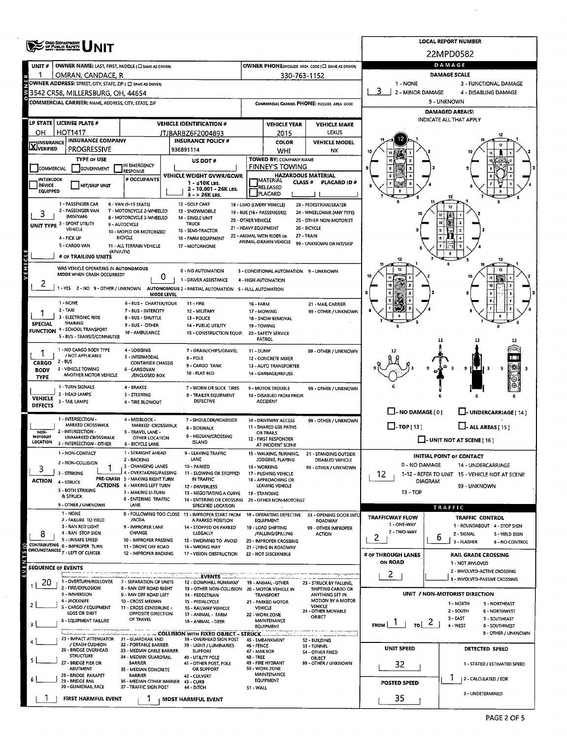# Ohio Department of Public Safety — UNIT

**LOCAL REPORT NUMBER:** 22MPD0582

| Field | Value |
|---|---|
| UNIT # | 1 |
| OWNER NAME: LAST, FIRST, MIDDLE (☐ SAME AS DRIVER) | OMRAN, CANDACE, R |
| OWNER PHONE: INCLUDE AREA CODE (☐ SAME AS DRIVER) | 330-763-1152 |
| OWNER ADDRESS: STREET, CITY, STATE, ZIP (☐ SAME AS DRIVER) | 3542 CR58, MILLERSBURG, OH, 44654 |
| COMMERCIAL CARRIER: NAME, ADDRESS, CITY, STATE, ZIP | |
| COMMERCIAL CARRIER PHONE: INCLUDE AREA CODE | |

| LP STATE | LICENSE PLATE # | VEHICLE IDENTIFICATION # | VEHICLE YEAR | VEHICLE MAKE |
|---|---|---|---|---|
| OH | HOT1417 | JTJBARBZ6F2004893 | 2015 | LEXUS |

| INSURANCE VERIFIED | INSURANCE COMPANY | INSURANCE POLICY # | COLOR | VEHICLE MODEL |
|---|---|---|---|---|
| X | PROGRESSIVE | 936891114 | WHI | NX |

**TYPE OF USE:** ☐ COMMERCIAL ☐ GOVERNMENT ☐ IN EMERGENCY RESPONSE

☐ INTERLOCK DEVICE EQUIPPED ☐ HIT/SKIP UNIT

**# OCCUPANTS:**

**US DOT #:**

**VEHICLE WEIGHT GVWR/GCWR:** 1 - ≤10K LBS. 2 - 10.001 - 26K LBS. 3 - > 26K LBS.

**TOWED BY: COMPANY NAME:** FINNEY'S TOWING

**HAZARDOUS MATERIAL:** ☐ MATERIAL RELEASED ☐ PLACARD — CLASS # — PLACARD ID #

**UNIT TYPE:** 3
1 - PASSENGER CAR, 2 - PASSENGER VAN (MINIVAN), 3 - SPORT UTILITY VEHICLE, 4 - PICK UP, 5 - CARGO VAN, 6 - VAN (9-15 SEATS), 7 - MOTORCYCLE 2-WHEELED, 8 - MOTORCYCLE 3-WHEELED, 9 - AUTOCYCLE, 10 - MOPED OR MOTORIZED BICYCLE, 11 - ALL TERRAIN VEHICLE (ATV/UTV), 12 - GOLF CART, 13 - SNOWMOBILE, 14 - SINGLE UNIT TRUCK, 15 - SEMI-TRACTOR, 16 - FARM EQUIPMENT, 17 - MOTORHOME, 18 - LIMO (LIVERY VEHICLE), 19 - BUS (16+ PASSENGERS), 20 - OTHER VEHICLE, 21 - HEAVY EQUIPMENT, 22 - ANIMAL WITH RIDER OR ANIMAL-DRAWN VEHICLE, 23 - PEDESTRIAN/SKATER, 24 - WHEELCHAIR (ANY TYPE), 25 - OTHER NON-MOTORIST, 26 - BICYCLE, 27 - TRAIN, 99 - UNKNOWN OR HIT/SKIP

**# OF TRAILING UNITS:**

**WAS VEHICLE OPERATING IN AUTONOMOUS MODE WHEN CRASH OCCURRED?** 2
1 - YES 2 - NO 9 - OTHER / UNKNOWN

**AUTONOMOUS MODE LEVEL:** 0
0 - NO AUTOMATION, 1 - DRIVER ASSISTANCE, 2 - PARTIAL AUTOMATION, 3 - CONDITIONAL AUTOMATION, 4 - HIGH AUTOMATION, 5 - FULL AUTOMATION, 9 - UNKNOWN

**SPECIAL FUNCTION:** 1
1 - NONE, 2 - TAXI, 3 - ELECTRONIC RIDE SHARING, 4 - SCHOOL TRANSPORT, 5 - BUS - TRANSIT/COMMUTER, 6 - BUS - CHARTER/TOUR, 7 - BUS - INTERCITY, 8 - BUS - SHUTTLE, 9 - BUS - OTHER, 10 - AMBULANCE, 11 - FIRE, 12 - MILITARY, 13 - POLICE, 14 - PUBLIC UTILITY, 15 - CONSTRUCTION EQUIP., 16 - FARM, 17 - MOWING, 18 - SNOW REMOVAL, 19 - TOWING, 20 - SAFETY SERVICE PATROL, 21 - MAIL CARRIER, 99 - OTHER / UNKNOWN

**CARGO BODY TYPE:** 1
1 - NO CARGO BODY TYPE / NOT APPLICABLE, 2 - BUS, 3 - VEHICLE TOWING ANOTHER MOTOR VEHICLE, 4 - LOGGING, 5 - INTERMODAL CONTAINER CHASSIS, 6 - CARGOVAN /ENCLOSED BOX, 7 - GRAIN/CHIPS/GRAVEL, 8 - POLE, 9 - CARGO TANK, 10 - FLAT BED, 11 - DUMP, 12 - CONCRETE MIXER, 13 - AUTO TRANSPORTER, 14 - GARBAGE/REFUSE, 99 - OTHER / UNKNOWN

**VEHICLE DEFECTS:**
1 - TURN SIGNALS, 2 - HEAD LAMPS, 3 - TAIL LAMPS, 4 - BRAKES, 5 - STEERING, 6 - TIRE BLOWOUT, 7 - WORN OR SLICK TIRES, 8 - TRAILER EQUIPMENT DEFECTIVE, 9 - MOTOR TROUBLE, 10 - DISABLED FROM PRIOR ACCIDENT, 99 - OTHER / UNKNOWN

**NON-MOTORIST LOCATION:**
1 - INTERSECTION - MARKED CROSSWALK, 2 - INTERSECTION - UNMARKED CROSSWALK, 3 - INTERSECTION - OTHER, 4 - MIDBLOCK - MARKED CROSSWALK, 5 - TRAVEL LANE - OTHER LOCATION, 6 - BICYCLE LANE, 7 - SHOULDER/ROADSIDE, 8 - SIDEWALK, 9 - MEDIAN/CROSSING ISLAND, 10 - DRIVEWAY ACCESS, 11 - SHARED USE PATHS OR TRAILS, 12 - FIRST RESPONDER AT INCIDENT SCENE, 99 - OTHER / UNKNOWN

**ACTION:** 3 **PRE-CRASH ACTIONS:** 1
1 - NON-CONTACT, 2 - NON-COLLISION, 3 - STRIKING, 4 - STRUCK, 5 - BOTH STRIKING & STRUCK, 9 - OTHER / UNKNOWN
1 - STRAIGHT AHEAD, 2 - BACKING, 3 - CHANGING LANES, 4 - OVERTAKING/PASSING, 5 - MAKING RIGHT TURN, 6 - MAKING LEFT TURN, 7 - MAKING U-TURN, 8 - ENTERING TRAFFIC LANE, 9 - LEAVING TRAFFIC LANE, 10 - PARKED, 11 - SLOWING OR STOPPED IN TRAFFIC, 12 - DRIVERLESS, 13 - NEGOTIATING A CURVE, 14 - ENTERING OR CROSSING SPECIFIED LOCATION, 15 - WALKING, RUNNING, JOGGING, PLAYING, 16 - WORKING, 17 - PUSHING VEHICLE, 18 - APPROACHING OR LEAVING VEHICLE, 19 - STANDING, 20 - OTHER NON-MOTORIST, 21 - STANDING OUTSIDE DISABLED VEHICLE, 99 - OTHER / UNKNOWN

**CONTRIBUTING CIRCUMSTANCES:** 8
1 - NONE, 2 - FAILURE TO YIELD, 3 - RAN RED LIGHT, 4 - RAN STOP SIGN, 5 - UNSAFE SPEED, 6 - IMPROPER TURN, 7 - LEFT OF CENTER, 8 - FOLLOWING TOO CLOSE /ACDA, 9 - IMPROPER LANE CHANGE, 10 - IMPROPER PASSING, 11 - DROVE OFF ROAD, 12 - IMPROPER BACKING, 13 - IMPROPER START FROM A PARKED POSITION, 14 - STOPPED OR PARKED ILLEGALLY, 15 - SWERVING TO AVOID, 16 - WRONG WAY, 17 - VISION OBSTRUCTION, 18 - OPERATING DEFECTIVE EQUIPMENT, 19 - LOAD SHIFTING /FALLING/SPILLING, 20 - IMPROPER CROSSING, 21 - LYING IN ROADWAY, 22 - NOT DISCERNIBLE, 23 - OPENING DOOR INTO ROADWAY, 99 - OTHER IMPROPER ACTION

**SEQUENCE OF EVENTS:**

| # | Event |
|---|---|
| 1 | 20 |
| 2 | |
| 3 | |
| 4 | |
| 5 | |
| 6 | |

EVENTS: 1 - OVERTURN/ROLLOVER, 2 - FIRE/EXPLOSION, 3 - IMMERSION, 4 - JACKKNIFE, 5 - CARGO / EQUIPMENT LOSS OR SHIFT, 6 - EQUIPMENT FAILURE, 7 - SEPARATION OF UNITS, 8 - RAN OFF ROAD RIGHT, 9 - RAN OFF ROAD LEFT, 10 - CROSS MEDIAN, 11 - CROSS CENTERLINE - OPPOSITE DIRECTION OF TRAVEL, 12 - DOWNHILL RUNAWAY, 13 - OTHER NON-COLLISION, 14 - PEDESTRIAN, 15 - PEDALCYCLE, 16 - RAILWAY VEHICLE, 17 - ANIMAL - FARM, 18 - ANIMAL - DEER, 19 - ANIMAL - OTHER, 20 - MOTOR VEHICLE IN TRANSPORT, 21 - PARKED MOTOR VEHICLE, 22 - WORK ZONE MAINTENANCE EQUIPMENT, 23 - STRUCK BY FALLING, SHIFTING CARGO OR ANYTHING SET IN MOTION BY A MOTOR VEHICLE, 24 - OTHER MOVABLE OBJECT

COLLISION WITH FIXED OBJECT - STRUCK: 25 - IMPACT ATTENUATOR / CRASH CUSHION, 26 - BRIDGE OVERHEAD STRUCTURE, 27 - BRIDGE PIER OR ABUTMENT, 28 - BRIDGE PARAPET, 29 - BRIDGE RAIL, 30 - GUARDRAIL FACE, 31 - GUARDRAIL END, 32 - PORTABLE BARRIER, 33 - MEDIAN CABLE BARRIER, 34 - MEDIAN GUARDRAIL BARRIER, 35 - MEDIAN CONCRETE BARRIER, 36 - MEDIAN OTHER BARRIER, 37 - TRAFFIC SIGN POST, 38 - OVERHEAD SIGN POST, 39 - LIGHT / LUMINARIES SUPPORT, 40 - UTILITY POLE, 41 - OTHER POST, POLE OR SUPPORT, 42 - CULVERT, 43 - CURB, 44 - DITCH, 45 - EMBANKMENT, 46 - FENCE, 47 - MAILBOX, 48 - TREE, 49 - FIRE HYDRANT, 50 - WORK ZONE MAINTENANCE EQUIPMENT, 51 - WALL, 52 - BUILDING, 53 - TUNNEL, 54 - OTHER FIXED OBJECT, 99 - OTHER / UNKNOWN

**FIRST HARMFUL EVENT:** 1 **MOST HARMFUL EVENT:** 1

## DAMAGE

**DAMAGE SCALE:** 3
1 - NONE, 2 - MINOR DAMAGE, 3 - FUNCTIONAL DAMAGE, 4 - DISABLING DAMAGE, 9 - UNKNOWN

**DAMAGED AREA(S):** INDICATE ALL THAT APPLY — 12

☐ NO DAMAGE [0] ☐ UNDERCARRIAGE [14] ☐ TOP [13] ☐ ALL AREAS [15] ☐ UNIT NOT AT SCENE [16]

**INITIAL POINT OF CONTACT:** 12
0 - NO DAMAGE, 1-12 - REFER TO UNIT DIAGRAM, 13 - TOP, 14 - UNDERCARRIAGE, 15 - VEHICLE NOT AT SCENE, 99 - UNKNOWN

## TRAFFIC

**TRAFFICWAY FLOW:** 2 (1 - ONE-WAY, 2 - TWO-WAY)

**TRAFFIC CONTROL:** 6
1 - ROUNDABOUT, 2 - SIGNAL, 3 - FLASHER, 4 - STOP SIGN, 5 - YIELD SIGN, 6 - NO CONTROL

**# OF THROUGH LANES ON ROAD:** 2

**RAIL GRADE CROSSING:**
1 - NOT INVOLVED, 2 - INVOLVED-ACTIVE CROSSING, 3 - INVOLVED-PASSIVE CROSSING

**UNIT / NON-MOTORIST DIRECTION:** FROM 1 TO 2
1 - NORTH, 2 - SOUTH, 3 - EAST, 4 - WEST, 5 - NORTHEAST, 6 - NORTHWEST, 7 - SOUTHEAST, 8 - SOUTHWEST, 9 - OTHER / UNKNOWN

**UNIT SPEED:** 32

**POSTED SPEED:** 35

**DETECTED SPEED:** 1
1 - STATED / ESTIMATED SPEED, 2 - CALCULATED / EDR, 3 - UNDETERMINED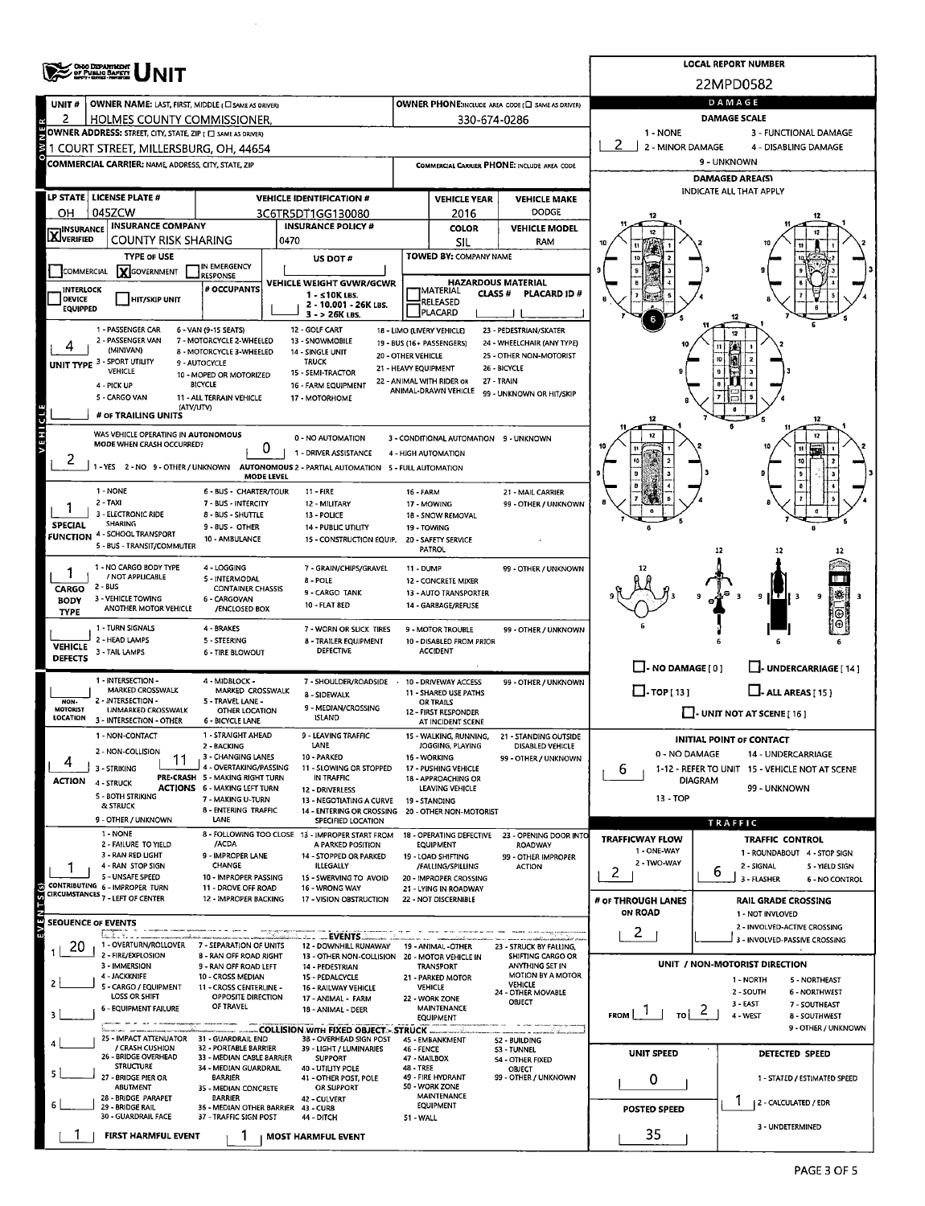# OHIO DEPARTMENT OF PUBLIC SAFETY UNIT

**LOCAL REPORT NUMBER:** 22MPD0582

| UNIT # | OWNER NAME: LAST, FIRST, MIDDLE (☐ SAME AS DRIVER) | OWNER PHONE: INCLUDE AREA CODE (☐ SAME AS DRIVER) |
|---|---|---|
| 2 | HOLMES COUNTY COMMISSIONER, | 330-674-0286 |

**OWNER ADDRESS:** STREET, CITY, STATE, ZIP (☐ SAME AS DRIVER)
1 COURT STREET, MILLERSBURG, OH, 44654

**COMMERCIAL CARRIER:** NAME, ADDRESS, CITY, STATE, ZIP
**COMMERCIAL CARRIER PHONE:** INCLUDE AREA CODE

| LP STATE | LICENSE PLATE # | VEHICLE IDENTIFICATION # | VEHICLE YEAR | VEHICLE MAKE |
|---|---|---|---|---|
| OH | 045ZCW | 3C6TR5DT1GG130080 | 2016 | DODGE |

| INSURANCE | INSURANCE COMPANY | INSURANCE POLICY # | COLOR | VEHICLE MODEL |
|---|---|---|---|---|
| ☒ VERIFIED | COUNTY RISK SHARING | 0470 | SIL | RAM |

**TYPE OF USE:** ☐ COMMERCIAL ☒ GOVERNMENT ☐ IN EMERGENCY RESPONSE
**US DOT #:**
**TOWED BY:** COMPANY NAME
☐ INTERLOCK DEVICE EQUIPPED ☐ HIT/SKIP UNIT
**# OCCUPANTS:**
**VEHICLE WEIGHT GVWR/GCWR:** 1 - ≤10K LBS. 2 - 10.001 - 26K LBS. 3 - > 26K LBS.
**HAZARDOUS MATERIAL:** ☐ MATERIAL CLASS # ☐ RELEASED ☐ PLACARD — PLACARD ID #

**UNIT TYPE:** 4
1 - PASSENGER CAR, 2 - PASSENGER VAN (MINIVAN), 3 - SPORT UTILITY VEHICLE, 4 - PICK UP, 5 - CARGO VAN, 6 - VAN (9-15 SEATS), 7 - MOTORCYCLE 2-WHEELED, 8 - MOTORCYCLE 3-WHEELED, 9 - AUTOCYCLE, 10 - MOPED OR MOTORIZED BICYCLE, 11 - ALL TERRAIN VEHICLE (ATV/UTV), 12 - GOLF CART, 13 - SNOWMOBILE, 14 - SINGLE UNIT TRUCK, 15 - SEMI-TRACTOR, 16 - FARM EQUIPMENT, 17 - MOTORHOME, 18 - LIMO (LIVERY VEHICLE), 19 - BUS (16+ PASSENGERS), 20 - OTHER VEHICLE, 21 - HEAVY EQUIPMENT, 22 - ANIMAL WITH RIDER OR ANIMAL-DRAWN VEHICLE, 23 - PEDESTRIAN/SKATER, 24 - WHEELCHAIR (ANY TYPE), 25 - OTHER NON-MOTORIST, 26 - BICYCLE, 27 - TRAIN, 99 - UNKNOWN OR HIT/SKIP

**# OF TRAILING UNITS:**

**WAS VEHICLE OPERATING IN AUTONOMOUS MODE WHEN CRASH OCCURRED?** 2
1 - YES 2 - NO 9 - OTHER / UNKNOWN

**AUTONOMOUS MODE LEVEL:** 0
0 - NO AUTOMATION, 1 - DRIVER ASSISTANCE, 2 - PARTIAL AUTOMATION, 3 - CONDITIONAL AUTOMATION, 4 - HIGH AUTOMATION, 5 - FULL AUTOMATION, 9 - UNKNOWN

**SPECIAL FUNCTION:** 1
1 - NONE, 2 - TAXI, 3 - ELECTRONIC RIDE SHARING, 4 - SCHOOL TRANSPORT, 5 - BUS - TRANSIT/COMMUTER, 6 - BUS - CHARTER/TOUR, 7 - BUS - INTERCITY, 8 - BUS - SHUTTLE, 9 - BUS - OTHER, 10 - AMBULANCE, 11 - FIRE, 12 - MILITARY, 13 - POLICE, 14 - PUBLIC UTILITY, 15 - CONSTRUCTION EQUIP., 16 - FARM, 17 - MOWING, 18 - SNOW REMOVAL, 19 - TOWING, 20 - SAFETY SERVICE PATROL, 21 - MAIL CARRIER, 99 - OTHER / UNKNOWN

**CARGO BODY TYPE:** 1
1 - NO CARGO BODY TYPE / NOT APPLICABLE, 2 - BUS, 3 - VEHICLE TOWING ANOTHER MOTOR VEHICLE, 4 - LOGGING, 5 - INTERMODAL CONTAINER CHASSIS, 6 - CARGOVAN /ENCLOSED BOX, 7 - GRAIN/CHIPS/GRAVEL, 8 - POLE, 9 - CARGO TANK, 10 - FLAT BED, 11 - DUMP, 12 - CONCRETE MIXER, 13 - AUTO TRANSPORTER, 14 - GARBAGE/REFUSE, 99 - OTHER / UNKNOWN

**VEHICLE DEFECTS:**
1 - TURN SIGNALS, 2 - HEAD LAMPS, 3 - TAIL LAMPS, 4 - BRAKES, 5 - STEERING, 6 - TIRE BLOWOUT, 7 - WORN OR SLICK TIRES, 8 - TRAILER EQUIPMENT DEFECTIVE, 9 - MOTOR TROUBLE, 10 - DISABLED FROM PRIOR ACCIDENT, 99 - OTHER / UNKNOWN

**NON-MOTORIST LOCATION:**
1 - INTERSECTION - MARKED CROSSWALK, 2 - INTERSECTION - UNMARKED CROSSWALK, 3 - INTERSECTION - OTHER, 4 - MIDBLOCK - MARKED CROSSWALK, 5 - TRAVEL LANE - OTHER LOCATION, 6 - BICYCLE LANE, 7 - SHOULDER/ROADSIDE, 8 - SIDEWALK, 9 - MEDIAN/CROSSING ISLAND, 10 - DRIVEWAY ACCESS, 11 - SHARED USE PATHS OR TRAILS, 12 - FIRST RESPONDER AT INCIDENT SCENE, 99 - OTHER / UNKNOWN

**ACTION:** 4
1 - NON-CONTACT, 2 - NON-COLLISION, 3 - STRIKING, 4 - STRUCK, 5 - BOTH STRIKING & STRUCK, 9 - OTHER / UNKNOWN

**PRE-CRASH ACTIONS:** 11
1 - STRAIGHT AHEAD, 2 - BACKING, 3 - CHANGING LANES, 4 - OVERTAKING/PASSING, 5 - MAKING RIGHT TURN, 6 - MAKING LEFT TURN, 7 - MAKING U-TURN, 8 - ENTERING TRAFFIC LANE, 9 - LEAVING TRAFFIC LANE, 10 - PARKED, 11 - SLOWING OR STOPPED IN TRAFFIC, 12 - DRIVERLESS, 13 - NEGOTIATING A CURVE, 14 - ENTERING OR CROSSING SPECIFIED LOCATION, 15 - WALKING, RUNNING, JOGGING, PLAYING, 16 - WORKING, 17 - PUSHING VEHICLE, 18 - APPROACHING OR LEAVING VEHICLE, 19 - STANDING, 20 - OTHER NON-MOTORIST, 21 - STANDING OUTSIDE DISABLED VEHICLE, 99 - OTHER / UNKNOWN

**CONTRIBUTING CIRCUMSTANCES:** 1
1 - NONE, 2 - FAILURE TO YIELD, 3 - RAN RED LIGHT, 4 - RAN STOP SIGN, 5 - UNSAFE SPEED, 6 - IMPROPER TURN, 7 - LEFT OF CENTER, 8 - FOLLOWING TOO CLOSE /ACDA, 9 - IMPROPER LANE CHANGE, 10 - IMPROPER PASSING, 11 - DROVE OFF ROAD, 12 - IMPROPER BACKING, 13 - IMPROPER START FROM A PARKED POSITION, 14 - STOPPED OR PARKED ILLEGALLY, 15 - SWERVING TO AVOID, 16 - WRONG WAY, 17 - VISION OBSTRUCTION, 18 - OPERATING DEFECTIVE EQUIPMENT, 19 - LOAD SHIFTING /FALLING/SPILLING, 20 - IMPROPER CROSSING, 21 - LYING IN ROADWAY, 22 - NOT DISCERNIBLE, 23 - OPENING DOOR INTO ROADWAY, 99 - OTHER IMPROPER ACTION

## SEQUENCE OF EVENTS

| # | EVENT |
|---|---|
| 1 | 20 |
| 2 | |
| 3 | |
| 4 | |
| 5 | |
| 6 | |

**EVENTS:** 1 - OVERTURN/ROLLOVER, 2 - FIRE/EXPLOSION, 3 - IMMERSION, 4 - JACKKNIFE, 5 - CARGO / EQUIPMENT LOSS OR SHIFT, 6 - EQUIPMENT FAILURE, 7 - SEPARATION OF UNITS, 8 - RAN OFF ROAD RIGHT, 9 - RAN OFF ROAD LEFT, 10 - CROSS MEDIAN, 11 - CROSS CENTERLINE - OPPOSITE DIRECTION OF TRAVEL, 12 - DOWNHILL RUNAWAY, 13 - OTHER NON-COLLISION, 14 - PEDESTRIAN, 15 - PEDALCYCLE, 16 - RAILWAY VEHICLE, 17 - ANIMAL - FARM, 18 - ANIMAL - DEER, 19 - ANIMAL -OTHER, 20 - MOTOR VEHICLE IN TRANSPORT, 21 - PARKED MOTOR VEHICLE, 22 - WORK ZONE MAINTENANCE EQUIPMENT, 23 - STRUCK BY FALLING, SHIFTING CARGO OR ANYTHING SET IN MOTION BY A MOTOR VEHICLE, 24 - OTHER MOVABLE OBJECT

**COLLISION WITH FIXED OBJECT - STRUCK:** 25 - IMPACT ATTENUATOR / CRASH CUSHION, 26 - BRIDGE OVERHEAD STRUCTURE, 27 - BRIDGE PIER OR ABUTMENT, 28 - BRIDGE PARAPET, 29 - BRIDGE RAIL, 30 - GUARDRAIL FACE, 31 - GUARDRAIL END, 32 - PORTABLE BARRIER, 33 - MEDIAN CABLE BARRIER, 34 - MEDIAN GUARDRAIL BARRIER, 35 - MEDIAN CONCRETE BARRIER, 36 - MEDIAN OTHER BARRIER, 37 - TRAFFIC SIGN POST, 38 - OVERHEAD SIGN POST, 39 - LIGHT / LUMINARIES SUPPORT, 40 - UTILITY POLE, 41 - OTHER POST, POLE OR SUPPORT, 42 - CULVERT, 43 - CURB, 44 - DITCH, 45 - EMBANKMENT, 46 - FENCE, 47 - MAILBOX, 48 - TREE, 49 - FIRE HYDRANT, 50 - WORK ZONE MAINTENANCE EQUIPMENT, 51 - WALL, 52 - BUILDING, 53 - TUNNEL, 54 - OTHER FIXED OBJECT, 99 - OTHER / UNKNOWN

**FIRST HARMFUL EVENT:** 1
**MOST HARMFUL EVENT:** 1

## DAMAGE

**DAMAGE SCALE:** 2
1 - NONE, 2 - MINOR DAMAGE, 3 - FUNCTIONAL DAMAGE, 4 - DISABLING DAMAGE, 9 - UNKNOWN

**DAMAGED AREA(S)** — INDICATE ALL THAT APPLY: 6

☐ - NO DAMAGE [0] ☐ - UNDERCARRIAGE [14] ☐ - TOP [13] ☐ - ALL AREAS [15] ☐ - UNIT NOT AT SCENE [16]

**INITIAL POINT OF CONTACT:** 6
0 - NO DAMAGE, 1-12 - REFER TO UNIT DIAGRAM, 13 - TOP, 14 - UNDERCARRIAGE, 15 - VEHICLE NOT AT SCENE, 99 - UNKNOWN

## TRAFFIC

**TRAFFICWAY FLOW:** 2
1 - ONE-WAY, 2 - TWO-WAY

**TRAFFIC CONTROL:** 6
1 - ROUNDABOUT, 2 - SIGNAL, 3 - FLASHER, 4 - STOP SIGN, 5 - YIELD SIGN, 6 - NO CONTROL

**# OF THROUGH LANES ON ROAD:** 2

**RAIL GRADE CROSSING:**
1 - NOT INVOLVED, 2 - INVOLVED-ACTIVE CROSSING, 3 - INVOLVED-PASSIVE CROSSING

**UNIT / NON-MOTORIST DIRECTION:** FROM 1 TO 2
1 - NORTH, 2 - SOUTH, 3 - EAST, 4 - WEST, 5 - NORTHEAST, 6 - NORTHWEST, 7 - SOUTHEAST, 8 - SOUTHWEST, 9 - OTHER / UNKNOWN

**UNIT SPEED:** 0
**POSTED SPEED:** 35

**DETECTED SPEED:** 1
1 - STATED / ESTIMATED SPEED, 2 - CALCULATED / EDR, 3 - UNDETERMINED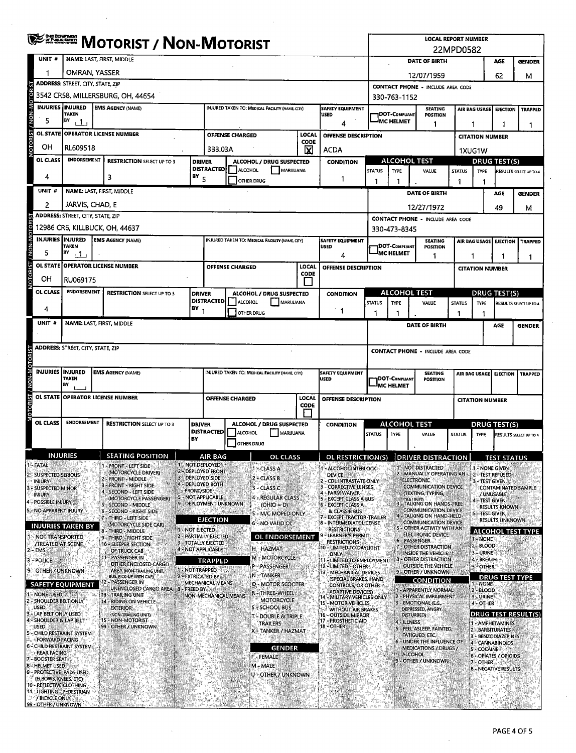# MOTORIST / NON-MOTORIST

**LOCAL REPORT NUMBER:** 22MPD0582

## Unit 1

| UNIT # | NAME: LAST, FIRST, MIDDLE | DATE OF BIRTH | AGE | GENDER |
|---|---|---|---|---|
| 1 | OMRAN, YASSER | 12/07/1959 | 62 | M |

| ADDRESS: STREET, CITY, STATE, ZIP | CONTACT PHONE - INCLUDE AREA CODE |
|---|---|
| 3542 CR58, MILLERSBURG, OH, 44654 | 330-763-1152 |

| INJURIES | INJURED TAKEN BY | EMS AGENCY (NAME) | INJURED TAKEN TO: MEDICAL FACILITY (NAME, CITY) | SAFETY EQUIPMENT USED | DOT-COMPLIANT MC HELMET | SEATING POSITION | AIR BAG USAGE | EJECTION | TRAPPED |
|---|---|---|---|---|---|---|---|---|---|
| 5 | 1 | | | 4 | | 1 | 1 | 1 | 1 |

| OL STATE | OPERATOR LICENSE NUMBER | OFFENSE CHARGED | LOCAL CODE | OFFENSE DESCRIPTION | CITATION NUMBER |
|---|---|---|---|---|---|
| OH | RL609518 | 333.03A | X | ACDA | 1XUG1W |

| OL CLASS | ENDORSEMENT | RESTRICTION SELECT UP TO 3 | DRIVER DISTRACTED BY | ALCOHOL / DRUG SUSPECTED | CONDITION | ALCOHOL TEST STATUS | ALCOHOL TEST TYPE | ALCOHOL TEST VALUE | DRUG TEST STATUS | DRUG TEST TYPE | DRUG TEST RESULTS |
|---|---|---|---|---|---|---|---|---|---|---|---|
| 4 | | 3 | 5 | | 1 | 1 | 1 | . | 1 | 1 | |

## Unit 2

| UNIT # | NAME: LAST, FIRST, MIDDLE | DATE OF BIRTH | AGE | GENDER |
|---|---|---|---|---|
| 2 | JARVIS, CHAD, E | 12/27/1972 | 49 | M |

| ADDRESS: STREET, CITY, STATE, ZIP | CONTACT PHONE - INCLUDE AREA CODE |
|---|---|
| 12986 CR6, KILLBUCK, OH, 44637 | 330-473-8345 |

| INJURIES | INJURED TAKEN BY | EMS AGENCY (NAME) | INJURED TAKEN TO: MEDICAL FACILITY (NAME, CITY) | SAFETY EQUIPMENT USED | DOT-COMPLIANT MC HELMET | SEATING POSITION | AIR BAG USAGE | EJECTION | TRAPPED |
|---|---|---|---|---|---|---|---|---|---|
| 5 | 1 | | | 4 | | 1 | 1 | 1 | 1 |

| OL STATE | OPERATOR LICENSE NUMBER | OFFENSE CHARGED | LOCAL CODE | OFFENSE DESCRIPTION | CITATION NUMBER |
|---|---|---|---|---|---|
| OH | RU069175 | | | | |

| OL CLASS | ENDORSEMENT | RESTRICTION SELECT UP TO 3 | DRIVER DISTRACTED BY | ALCOHOL / DRUG SUSPECTED | CONDITION | ALCOHOL TEST STATUS | ALCOHOL TEST TYPE | ALCOHOL TEST VALUE | DRUG TEST STATUS | DRUG TEST TYPE | DRUG TEST RESULTS |
|---|---|---|---|---|---|---|---|---|---|---|---|
| 4 | | | 1 | | 1 | 1 | 1 | . | 1 | 1 | |

## Unit (blank)

| UNIT # | NAME: LAST, FIRST, MIDDLE | DATE OF BIRTH | AGE | GENDER |
|---|---|---|---|---|
| | | | | |

| ADDRESS: STREET, CITY, STATE, ZIP | CONTACT PHONE - INCLUDE AREA CODE |
|---|---|
| | |

| INJURIES | INJURED TAKEN BY | EMS AGENCY (NAME) | INJURED TAKEN TO: MEDICAL FACILITY (NAME, CITY) | SAFETY EQUIPMENT USED | DOT-COMPLIANT MC HELMET | SEATING POSITION | AIR BAG USAGE | EJECTION | TRAPPED |
|---|---|---|---|---|---|---|---|---|---|
| | | | | | | | | | |

| OL STATE | OPERATOR LICENSE NUMBER | OFFENSE CHARGED | LOCAL CODE | OFFENSE DESCRIPTION | CITATION NUMBER |
|---|---|---|---|---|---|
| | | | | | |

| OL CLASS | ENDORSEMENT | RESTRICTION SELECT UP TO 3 | DRIVER DISTRACTED BY | ALCOHOL / DRUG SUSPECTED | CONDITION | ALCOHOL TEST STATUS | ALCOHOL TEST TYPE | ALCOHOL TEST VALUE | DRUG TEST STATUS | DRUG TEST TYPE | DRUG TEST RESULTS |
|---|---|---|---|---|---|---|---|---|---|---|---|
| | | | | | | | | . | | | |

## Codes

**INJURIES**
1 - FATAL
2 - SUSPECTED SERIOUS INJURY
3 - SUSPECTED MINOR INJURY
4 - POSSIBLE INJURY
5 - NO APPARENT INJURY

**INJURIES TAKEN BY**
1 - NOT TRANSPORTED /TREATED AT SCENE
2 - EMS
3 - POLICE
9 - OTHER / UNKNOWN

**SAFETY EQUIPMENT**
1 - NONE USED
2 - SHOULDER BELT ONLY USED
3 - LAP BELT ONLY USED
4 - SHOULDER & LAP BELT USED
5 - CHILD RESTRAINT SYSTEM - FORWARD FACING
6 - CHILD RESTRAINT SYSTEM - REAR FACING
7 - BOOSTER SEAT
8 - HELMET USED
9 - PROTECTIVE PADS USED (ELBOWS, KNEES, ETC)
10 - REFLECTIVE CLOTHING
11 - LIGHTING - PEDESTRIAN / BICYCLE ONLY
99 - OTHER / UNKNOWN

**SEATING POSITION**
1 - FRONT - LEFT SIDE (MOTORCYCLE DRIVER)
2 - FRONT - MIDDLE
3 - FRONT - RIGHT SIDE
4 - SECOND - LEFT SIDE (MOTORCYCLE PASSENGER)
5 - SECOND - MIDDLE
6 - SECOND - RIGHT SIDE
7 - THIRD - LEFT SIDE (MOTORCYCLE SIDE CAR)
8 - THIRD - MIDDLE
9 - THIRD - RIGHT SIDE
10 - SLEEPER SECTION OF TRUCK CAB
11 - PASSENGER IN OTHER ENCLOSED CARGO AREA (NON-TRAILING UNIT, BUS, PICK-UP WITH CAP)
12 - PASSENGER IN UNENCLOSED CARGO AREA
13 - TRAILING UNIT
14 - RIDING ON VEHICLE EXTERIOR (NON-TRAILING UNIT)
15 - NON-MOTORIST
99 - OTHER / UNKNOWN

**AIR BAG**
1 - NOT DEPLOYED
2 - DEPLOYED FRONT
3 - DEPLOYED SIDE
4 - DEPLOYED BOTH FRONT/SIDE
5 - NOT APPLICABLE
9 - DEPLOYMENT UNKNOWN

**EJECTION**
1 - NOT EJECTED
2 - PARTIALLY EJECTED
3 - TOTALLY EJECTED
4 - NOT APPLICABLE

**TRAPPED**
1 - NOT TRAPPED
2 - EXTRICATED BY MECHANICAL MEANS
3 - FREED BY NON-MECHANICAL MEANS

**OL CLASS**
1 - CLASS A
2 - CLASS B
3 - CLASS C
4 - REGULAR CLASS (OHIO = D)
5 - M/C MOPED ONLY
6 - NO VALID OL

**OL ENDORSEMENT**
H - HAZMAT
M - MOTORCYCLE
P - PASSENGER
N - TANKER
Q - MOTOR SCOOTER
R - THREE-WHEEL MOTORCYCLE
S - SCHOOL BUS
T - DOUBLE & TRIPLE TRAILERS
X - TANKER / HAZMAT

**GENDER**
F - FEMALE
M - MALE
U - OTHER / UNKNOWN

**OL RESTRICTION(S)**
1 - ALCOHOL INTERLOCK DEVICE
2 - CDL INTRASTATE ONLY
3 - CORRECTIVE LENSES
4 - FARM WAIVER
5 - EXCEPT CLASS A BUS
6 - EXCEPT CLASS A & CLASS B BUS
7 - EXCEPT TRACTOR-TRAILER
8 - INTERMEDIATE LICENSE RESTRICTIONS
9 - LEARNER'S PERMIT RESTRICTIONS
10 - LIMITED TO DAYLIGHT ONLY
11 - LIMITED TO EMPLOYMENT
12 - LIMITED - OTHER
13 - MECHANICAL DEVICES (SPECIAL BRAKES, HAND CONTROLS, OR OTHER ADAPTIVE DEVICES)
14 - MILITARY VEHICLES ONLY
15 - MOTOR VEHICLES WITHOUT AIR BRAKES
16 - OUTSIDE MIRROR
17 - PROSTHETIC AID
18 - OTHER

**DRIVER DISTRACTION**
1 - NOT DISTRACTED
2 - MANUALLY OPERATING AN ELECTRONIC COMMUNICATION DEVICE (TEXTING, TYPING, DIALING)
3 - TALKING ON HANDS-FREE COMMUNICATION DEVICE
4 - TALKING ON HAND-HELD COMMUNICATION DEVICE
5 - OTHER ACTIVITY WITH AN ELECTRONIC DEVICE
6 - PASSENGER
7 - OTHER DISTRACTION INSIDE THE VEHICLE
8 - OTHER DISTRACTION OUTSIDE THE VEHICLE
9 - OTHER / UNKNOWN

**CONDITION**
1 - APPARENTLY NORMAL
2 - PHYSICAL IMPAIRMENT
3 - EMOTIONAL (E.G., DEPRESSED, ANGRY, DISTURBED)
4 - ILLNESS
5 - FELL ASLEEP, FAINTED, FATIGUED, ETC.
6 - UNDER THE INFLUENCE OF MEDICATIONS / DRUGS / ALCOHOL
9 - OTHER / UNKNOWN

**TEST STATUS**
1 - NONE GIVEN
2 - TEST REFUSED
3 - TEST GIVEN, CONTAMINATED SAMPLE / UNUSABLE
4 - TEST GIVEN, RESULTS KNOWN
5 - TEST GIVEN, RESULTS UNKNOWN

**ALCOHOL TEST TYPE**
1 - NONE
2 - BLOOD
3 - URINE
4 - BREATH
5 - OTHER

**DRUG TEST TYPE**
1 - NONE
2 - BLOOD
3 - URINE
4 - OTHER

**DRUG TEST RESULT(S)**
1 - AMPHETAMINES
2 - BARBITURATES
3 - BENZODIAZEPINES
4 - CANNABINOIDS
5 - COCAINE
6 - OPIATES / OPIOIDS
7 - OTHER
8 - NEGATIVE RESULTS